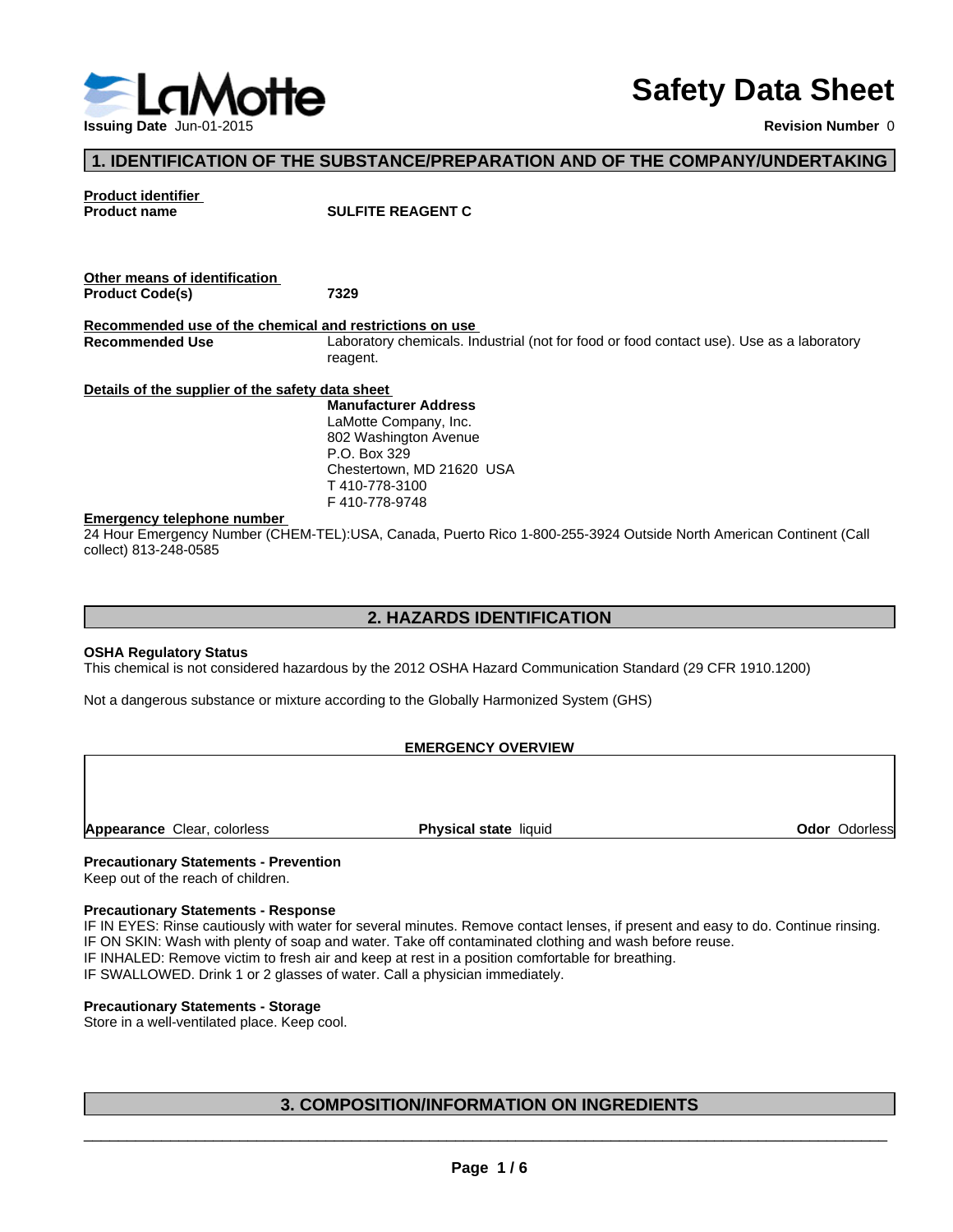# Safety Data Sheet

**Issuing Date** Jun-01-2015

**Revision Number** 0

## 1. IDENTIFICATION OF THE SUBSTANCE/PREPARATION AND OF THE COMPANY/UNDERTAKING

**Product identifier**

**Product name** SULFITE REAGENT C

**Other means of identification**

**Product Code(s)** 7329

**Recommended use of the chemical and restrictions on use**

**Recommended Use** Laboratory chemicals. Industrial (not for food or food contact use). Use as a laboratory reagent.

**Details of the supplier of the safety data sheet**

**Manufacturer Address**
LaMotte Company, Inc.
802 Washington Avenue
P.O. Box 329
Chestertown, MD 21620 USA
T 410-778-3100
F 410-778-9748

**Emergency telephone number**

24 Hour Emergency Number (CHEM-TEL):USA, Canada, Puerto Rico 1-800-255-3924 Outside North American Continent (Call collect) 813-248-0585

## 2. HAZARDS IDENTIFICATION

**OSHA Regulatory Status**

This chemical is not considered hazardous by the 2012 OSHA Hazard Communication Standard (29 CFR 1910.1200)

Not a dangerous substance or mixture according to the Globally Harmonized System (GHS)

**EMERGENCY OVERVIEW**

| **Appearance** Clear, colorless | **Physical state** liquid | **Odor** Odorless |
|---|---|---|

**Precautionary Statements - Prevention**

Keep out of the reach of children.

**Precautionary Statements - Response**

IF IN EYES: Rinse cautiously with water for several minutes. Remove contact lenses, if present and easy to do. Continue rinsing.
IF ON SKIN: Wash with plenty of soap and water. Take off contaminated clothing and wash before reuse.
IF INHALED: Remove victim to fresh air and keep at rest in a position comfortable for breathing.
IF SWALLOWED. Drink 1 or 2 glasses of water. Call a physician immediately.

**Precautionary Statements - Storage**

Store in a well-ventilated place. Keep cool.

## 3. COMPOSITION/INFORMATION ON INGREDIENTS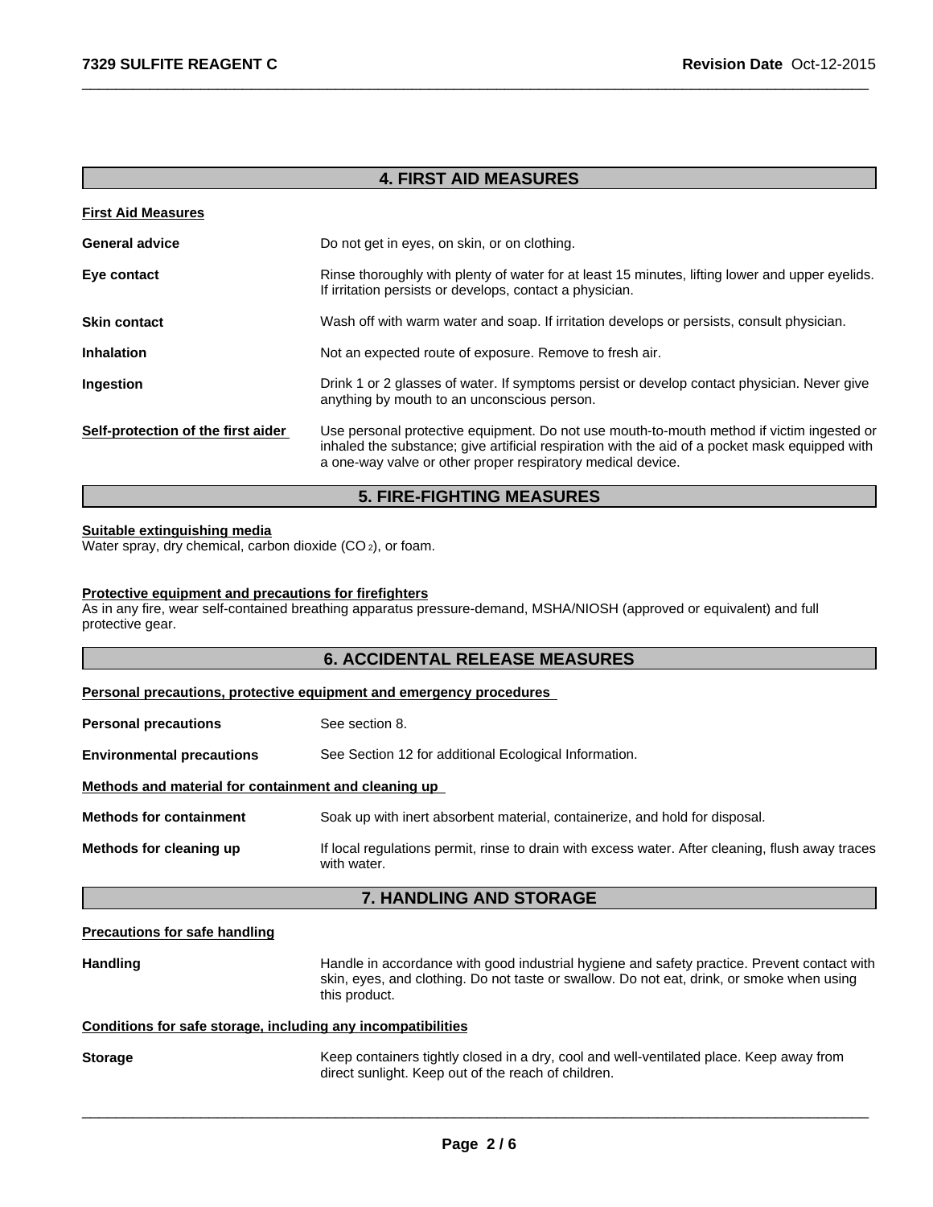## 4. FIRST AID MEASURES

**First Aid Measures**

| | |
|---|---|
| **General advice** | Do not get in eyes, on skin, or on clothing. |
| **Eye contact** | Rinse thoroughly with plenty of water for at least 15 minutes, lifting lower and upper eyelids. If irritation persists or develops, contact a physician. |
| **Skin contact** | Wash off with warm water and soap. If irritation develops or persists, consult physician. |
| **Inhalation** | Not an expected route of exposure. Remove to fresh air. |
| **Ingestion** | Drink 1 or 2 glasses of water. If symptoms persist or develop contact physician. Never give anything by mouth to an unconscious person. |
| **Self-protection of the first aider** | Use personal protective equipment. Do not use mouth-to-mouth method if victim ingested or inhaled the substance; give artificial respiration with the aid of a pocket mask equipped with a one-way valve or other proper respiratory medical device. |

## 5. FIRE-FIGHTING MEASURES

**Suitable extinguishing media**

Water spray, dry chemical, carbon dioxide ($CO_2$), or foam.

**Protective equipment and precautions for firefighters**

As in any fire, wear self-contained breathing apparatus pressure-demand, MSHA/NIOSH (approved or equivalent) and full protective gear.

## 6. ACCIDENTAL RELEASE MEASURES

**Personal precautions, protective equipment and emergency procedures**

| | |
|---|---|
| **Personal precautions** | See section 8. |
| **Environmental precautions** | See Section 12 for additional Ecological Information. |

**Methods and material for containment and cleaning up**

| | |
|---|---|
| **Methods for containment** | Soak up with inert absorbent material, containerize, and hold for disposal. |
| **Methods for cleaning up** | If local regulations permit, rinse to drain with excess water. After cleaning, flush away traces with water. |

## 7. HANDLING AND STORAGE

**Precautions for safe handling**

| | |
|---|---|
| **Handling** | Handle in accordance with good industrial hygiene and safety practice. Prevent contact with skin, eyes, and clothing. Do not taste or swallow. Do not eat, drink, or smoke when using this product. |

**Conditions for safe storage, including any incompatibilities**

| | |
|---|---|
| **Storage** | Keep containers tightly closed in a dry, cool and well-ventilated place. Keep away from direct sunlight. Keep out of the reach of children. |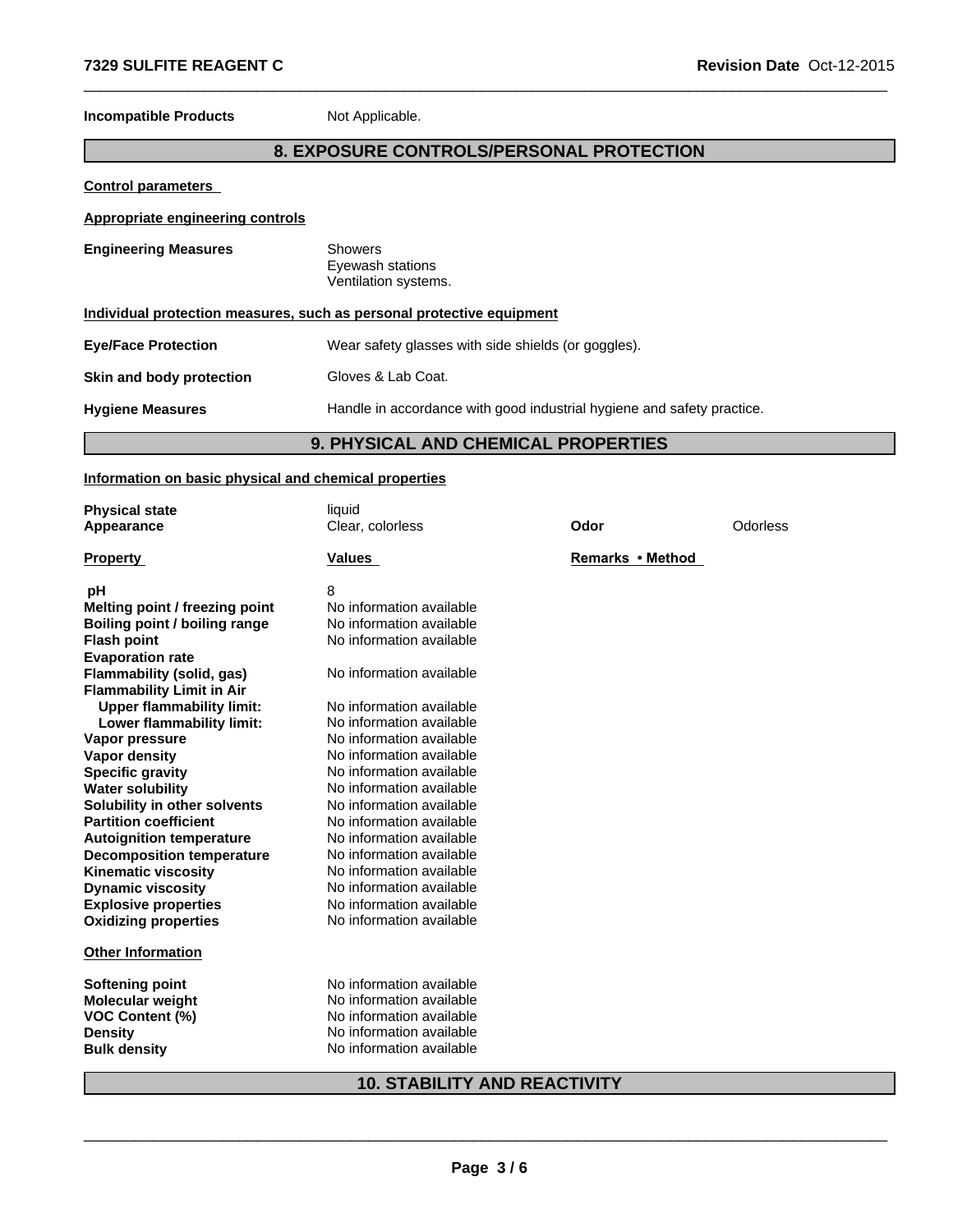**Incompatible Products** Not Applicable.

## 8. EXPOSURE CONTROLS/PERSONAL PROTECTION

**Control parameters**

**Appropriate engineering controls**

**Engineering Measures** Showers
Eyewash stations
Ventilation systems.

**Individual protection measures, such as personal protective equipment**

**Eye/Face Protection** Wear safety glasses with side shields (or goggles).

**Skin and body protection** Gloves & Lab Coat.

**Hygiene Measures** Handle in accordance with good industrial hygiene and safety practice.

## 9. PHYSICAL AND CHEMICAL PROPERTIES

**Information on basic physical and chemical properties**

| | | | |
|---|---|---|---|
| **Physical state** | liquid | | |
| **Appearance** | Clear, colorless | **Odor** | Odorless |

| Property | Values | Remarks • Method |
|---|---|---|
| **pH** | 8 | |
| **Melting point / freezing point** | No information available | |
| **Boiling point / boiling range** | No information available | |
| **Flash point** | No information available | |
| **Evaporation rate** | | |
| **Flammability (solid, gas)** | No information available | |
| **Flammability Limit in Air** | | |
| **Upper flammability limit:** | No information available | |
| **Lower flammability limit:** | No information available | |
| **Vapor pressure** | No information available | |
| **Vapor density** | No information available | |
| **Specific gravity** | No information available | |
| **Water solubility** | No information available | |
| **Solubility in other solvents** | No information available | |
| **Partition coefficient** | No information available | |
| **Autoignition temperature** | No information available | |
| **Decomposition temperature** | No information available | |
| **Kinematic viscosity** | No information available | |
| **Dynamic viscosity** | No information available | |
| **Explosive properties** | No information available | |
| **Oxidizing properties** | No information available | |

**Other Information**

| | |
|---|---|
| **Softening point** | No information available |
| **Molecular weight** | No information available |
| **VOC Content (%)** | No information available |
| **Density** | No information available |
| **Bulk density** | No information available |

## 10. STABILITY AND REACTIVITY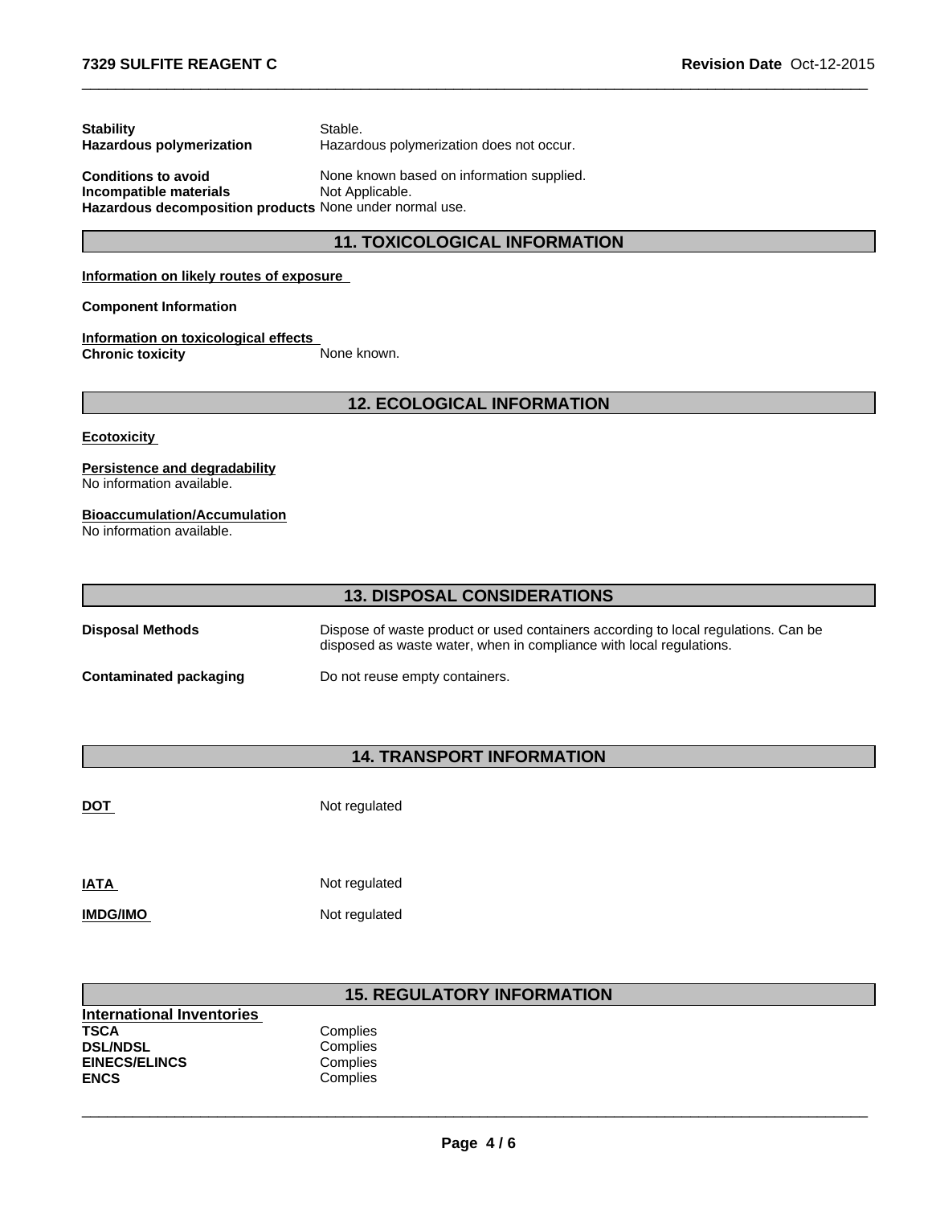**Stability** Stable.
**Hazardous polymerization** Hazardous polymerization does not occur.

**Conditions to avoid** None known based on information supplied.
**Incompatible materials** Not Applicable.
**Hazardous decomposition products** None under normal use.

## 11. TOXICOLOGICAL INFORMATION

**Information on likely routes of exposure**

**Component Information**

**Information on toxicological effects**
**Chronic toxicity** None known.

## 12. ECOLOGICAL INFORMATION

**Ecotoxicity**

**Persistence and degradability**
No information available.

**Bioaccumulation/Accumulation**
No information available.

## 13. DISPOSAL CONSIDERATIONS

**Disposal Methods** Dispose of waste product or used containers according to local regulations. Can be disposed as waste water, when in compliance with local regulations.

**Contaminated packaging** Do not reuse empty containers.

## 14. TRANSPORT INFORMATION

**DOT** Not regulated

**IATA** Not regulated

**IMDG/IMO** Not regulated

## 15. REGULATORY INFORMATION

**International Inventories**

| | |
|---|---|
| **TSCA** | Complies |
| **DSL/NDSL** | Complies |
| **EINECS/ELINCS** | Complies |
| **ENCS** | Complies |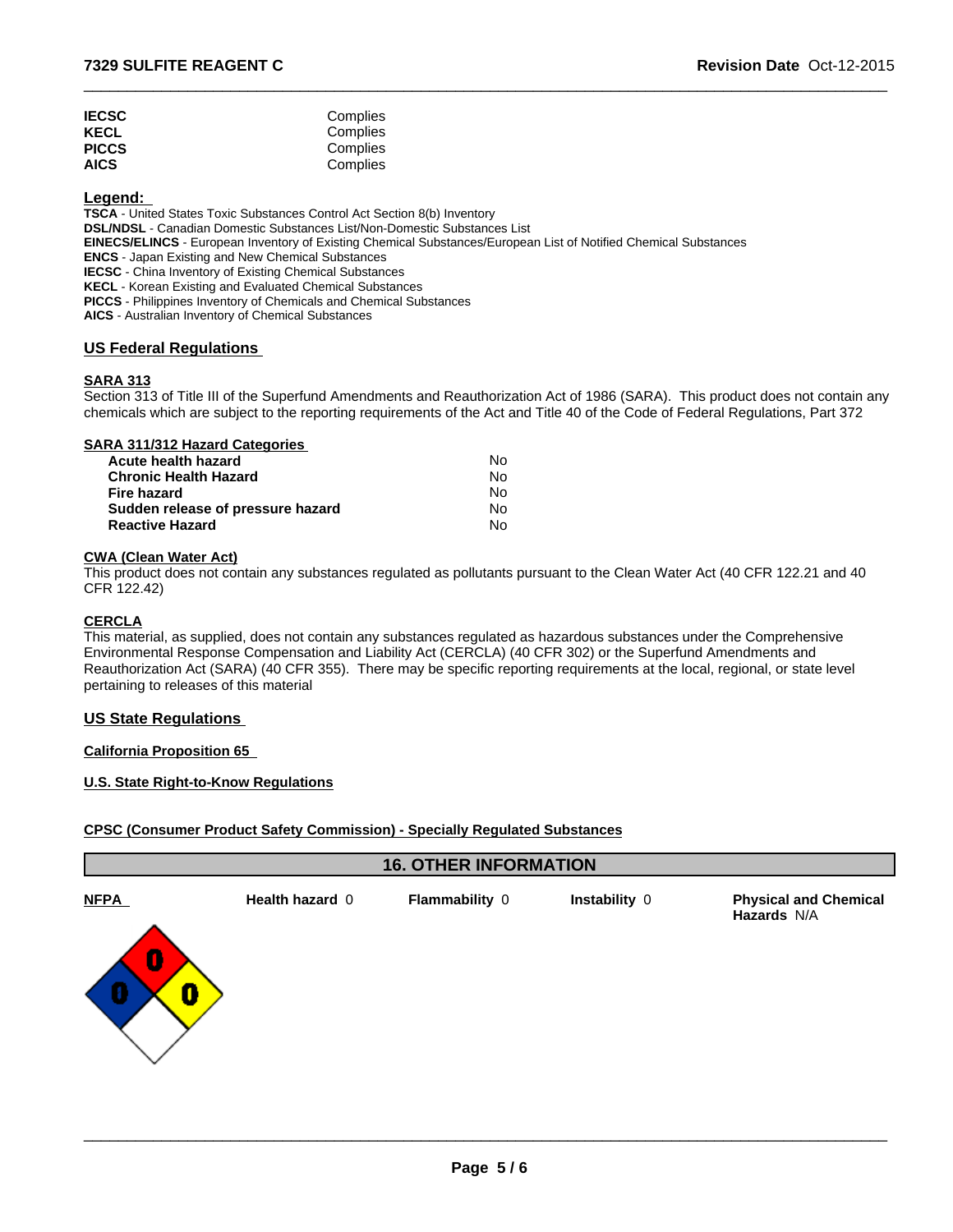| | |
|---|---|
| **IECSC** | Complies |
| **KECL** | Complies |
| **PICCS** | Complies |
| **AICS** | Complies |

**Legend:**

**TSCA** - United States Toxic Substances Control Act Section 8(b) Inventory
**DSL/NDSL** - Canadian Domestic Substances List/Non-Domestic Substances List
**EINECS/ELINCS** - European Inventory of Existing Chemical Substances/European List of Notified Chemical Substances
**ENCS** - Japan Existing and New Chemical Substances
**IECSC** - China Inventory of Existing Chemical Substances
**KECL** - Korean Existing and Evaluated Chemical Substances
**PICCS** - Philippines Inventory of Chemicals and Chemical Substances
**AICS** - Australian Inventory of Chemical Substances

## US Federal Regulations

### SARA 313

Section 313 of Title III of the Superfund Amendments and Reauthorization Act of 1986 (SARA). This product does not contain any chemicals which are subject to the reporting requirements of the Act and Title 40 of the Code of Federal Regulations, Part 372

### SARA 311/312 Hazard Categories

| | |
|---|---|
| **Acute health hazard** | No |
| **Chronic Health Hazard** | No |
| **Fire hazard** | No |
| **Sudden release of pressure hazard** | No |
| **Reactive Hazard** | No |

### CWA (Clean Water Act)

This product does not contain any substances regulated as pollutants pursuant to the Clean Water Act (40 CFR 122.21 and 40 CFR 122.42)

### CERCLA

This material, as supplied, does not contain any substances regulated as hazardous substances under the Comprehensive Environmental Response Compensation and Liability Act (CERCLA) (40 CFR 302) or the Superfund Amendments and Reauthorization Act (SARA) (40 CFR 355). There may be specific reporting requirements at the local, regional, or state level pertaining to releases of this material

## US State Regulations

### California Proposition 65

### U.S. State Right-to-Know Regulations

### CPSC (Consumer Product Safety Commission) - Specially Regulated Substances

## 16. OTHER INFORMATION

| **NFPA** | **Health hazard** 0 | **Flammability** 0 | **Instability** 0 | **Physical and Chemical Hazards** N/A |
|---|---|---|---|---|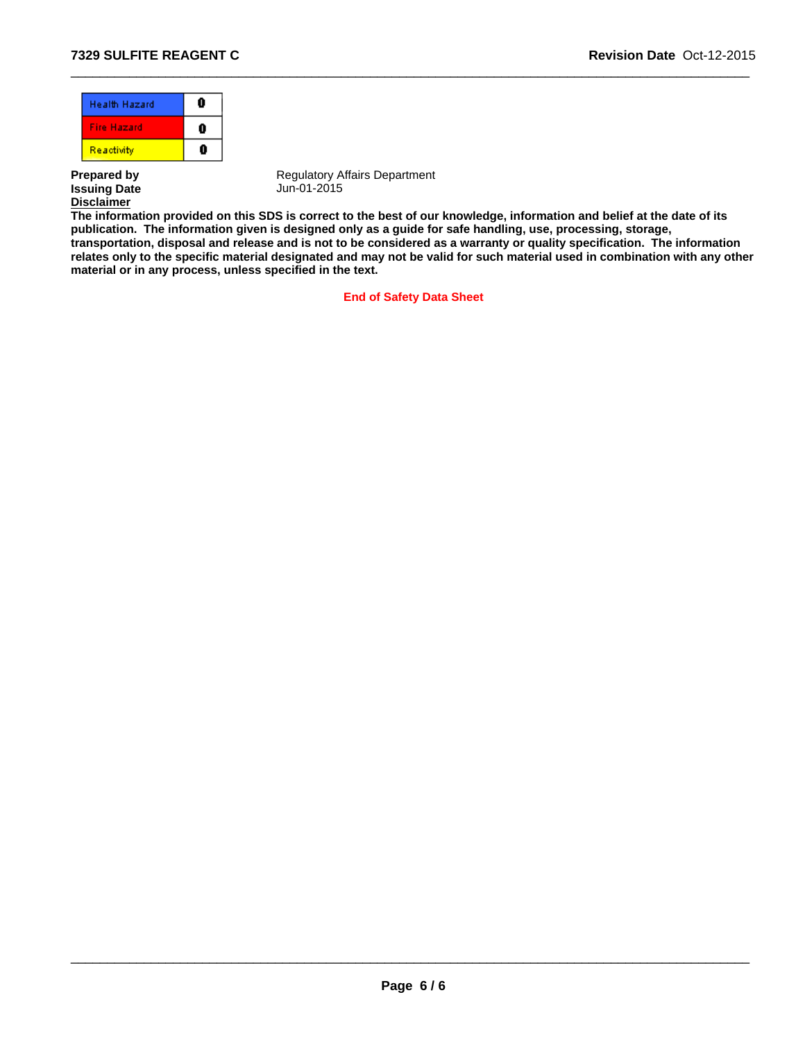| | |
|---|---|
| Health Hazard | 0 |
| Fire Hazard | 0 |
| Reactivity | 0 |

**Prepared by** Regulatory Affairs Department
**Issuing Date** Jun-01-2015

**Disclaimer**

**The information provided on this SDS is correct to the best of our knowledge, information and belief at the date of its publication. The information given is designed only as a guide for safe handling, use, processing, storage, transportation, disposal and release and is not to be considered as a warranty or quality specification. The information relates only to the specific material designated and may not be valid for such material used in combination with any other material or in any process, unless specified in the text.**

**End of Safety Data Sheet**